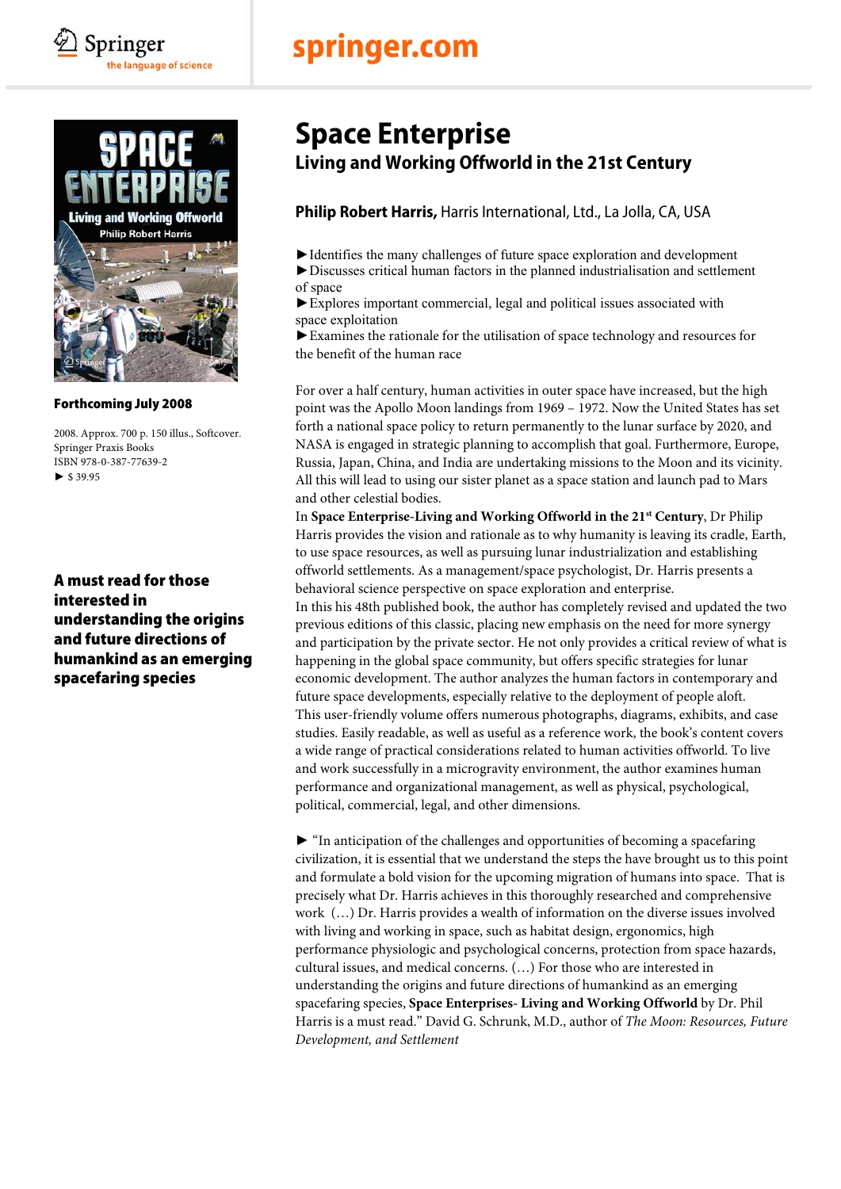Springer
the language of science

springer.com

# Space Enterprise

## Living and Working Offworld in the 21st Century

**Philip Robert Harris,** Harris International, Ltd., La Jolla, CA, USA

**Forthcoming July 2008**

2008. Approx. 700 p. 150 illus., Softcover.
Springer Praxis Books
ISBN 978-0-387-77639-2
► $ 39.95

**A must read for those interested in understanding the origins and future directions of humankind as an emerging spacefaring species**

►Identifies the many challenges of future space exploration and development
►Discusses critical human factors in the planned industrialisation and settlement of space
►Explores important commercial, legal and political issues associated with space exploitation
►Examines the rationale for the utilisation of space technology and resources for the benefit of the human race

For over a half century, human activities in outer space have increased, but the high point was the Apollo Moon landings from 1969 – 1972. Now the United States has set forth a national space policy to return permanently to the lunar surface by 2020, and NASA is engaged in strategic planning to accomplish that goal. Furthermore, Europe, Russia, Japan, China, and India are undertaking missions to the Moon and its vicinity. All this will lead to using our sister planet as a space station and launch pad to Mars and other celestial bodies.
In **Space Enterprise-Living and Working Offworld in the 21st Century**, Dr Philip Harris provides the vision and rationale as to why humanity is leaving its cradle, Earth, to use space resources, as well as pursuing lunar industrialization and establishing offworld settlements. As a management/space psychologist, Dr. Harris presents a behavioral science perspective on space exploration and enterprise.
In this his 48th published book, the author has completely revised and updated the two previous editions of this classic, placing new emphasis on the need for more synergy and participation by the private sector. He not only provides a critical review of what is happening in the global space community, but offers specific strategies for lunar economic development. The author analyzes the human factors in contemporary and future space developments, especially relative to the deployment of people aloft.
This user-friendly volume offers numerous photographs, diagrams, exhibits, and case studies. Easily readable, as well as useful as a reference work, the book's content covers a wide range of practical considerations related to human activities offworld. To live and work successfully in a microgravity environment, the author examines human performance and organizational management, as well as physical, psychological, political, commercial, legal, and other dimensions.

► "In anticipation of the challenges and opportunities of becoming a spacefaring civilization, it is essential that we understand the steps the have brought us to this point and formulate a bold vision for the upcoming migration of humans into space. That is precisely what Dr. Harris achieves in this thoroughly researched and comprehensive work (…) Dr. Harris provides a wealth of information on the diverse issues involved with living and working in space, such as habitat design, ergonomics, high performance physiologic and psychological concerns, protection from space hazards, cultural issues, and medical concerns. (…) For those who are interested in understanding the origins and future directions of humankind as an emerging spacefaring species, **Space Enterprises- Living and Working Offworld** by Dr. Phil Harris is a must read." David G. Schrunk, M.D., author of *The Moon: Resources, Future Development, and Settlement*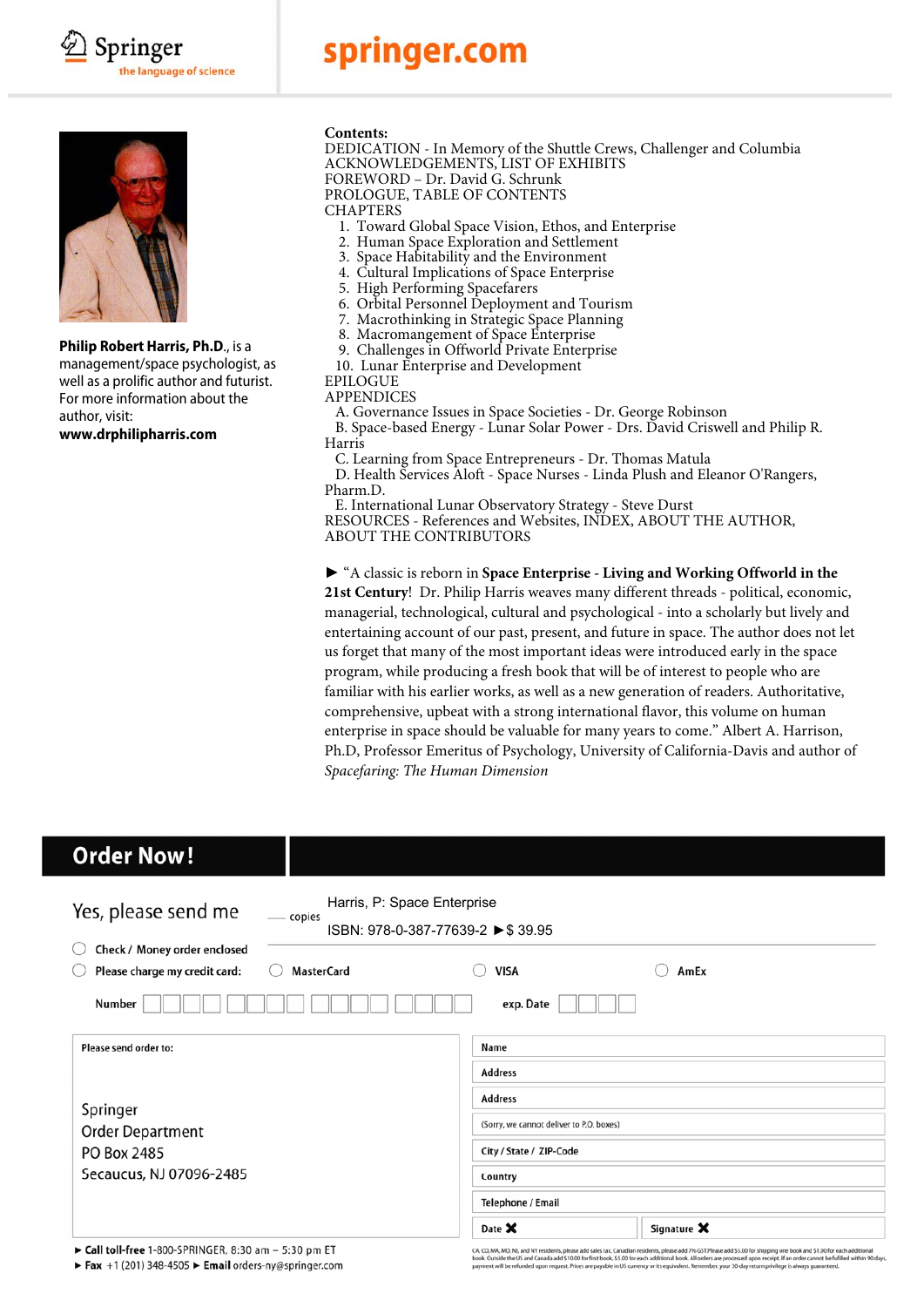Springer
the language of science

springer.com

**Philip Robert Harris, Ph.D.**, is a management/space psychologist, as well as a prolific author and futurist. For more information about the author, visit:
**www.drphilipharris.com**

**Contents:**
DEDICATION - In Memory of the Shuttle Crews, Challenger and Columbia
ACKNOWLEDGEMENTS, LIST OF EXHIBITS
FOREWORD – Dr. David G. Schrunk
PROLOGUE, TABLE OF CONTENTS
CHAPTERS

1. Toward Global Space Vision, Ethos, and Enterprise
2. Human Space Exploration and Settlement
3. Space Habitability and the Environment
4. Cultural Implications of Space Enterprise
5. High Performing Spacefarers
6. Orbital Personnel Deployment and Tourism
7. Macrothinking in Strategic Space Planning
8. Macromangement of Space Enterprise
9. Challenges in Offworld Private Enterprise
10. Lunar Enterprise and Development

EPILOGUE
APPENDICES

A. Governance Issues in Space Societies - Dr. George Robinson
B. Space-based Energy - Lunar Solar Power - Drs. David Criswell and Philip R. Harris
C. Learning from Space Entrepreneurs - Dr. Thomas Matula
D. Health Services Aloft - Space Nurses - Linda Plush and Eleanor O'Rangers, Pharm.D.
E. International Lunar Observatory Strategy - Steve Durst

RESOURCES - References and Websites, INDEX, ABOUT THE AUTHOR, ABOUT THE CONTRIBUTORS

► "A classic is reborn in **Space Enterprise - Living and Working Offworld in the 21st Century**! Dr. Philip Harris weaves many different threads - political, economic, managerial, technological, cultural and psychological - into a scholarly but lively and entertaining account of our past, present, and future in space. The author does not let us forget that many of the most important ideas were introduced early in the space program, while producing a fresh book that will be of interest to people who are familiar with his earlier works, as well as a new generation of readers. Authoritative, comprehensive, upbeat with a strong international flavor, this volume on human enterprise in space should be valuable for many years to come." Albert A. Harrison, Ph.D, Professor Emeritus of Psychology, University of California-Davis and author of *Spacefaring: The Human Dimension*

## Order Now!

Yes, please send me ___ copies Harris, P: Space Enterprise
ISBN: 978-0-387-77639-2 ► $ 39.95

○ Check / Money order enclosed
○ Please charge my credit card: ○ MasterCard ○ VISA ○ AmEx

Number ______ exp. Date ______

Please send order to:

Springer
Order Department
PO Box 2485
Secaucus, NJ 07096-2485

Name
Address
Address
(Sorry, we cannot deliver to P.O. boxes)
City / State / ZIP-Code
Country
Telephone / Email
Date ✖ Signature ✖

► **Call toll-free** 1-800-SPRINGER, 8:30 am – 5:30 pm ET
► **Fax** +1 (201) 348-4505 ► **Email** orders-ny@springer.com

CA, CO, MA, MO, NJ, and NY residents, please add sales tax. Canadian residents, please add 7% GST. Please add $5.00 for shipping one book and $1.00 for each additional book. Outside the US and Canada add $10.00 for first book, $5.00 for each additional book. All orders are processed upon receipt. If an order cannot be fulfilled within 90 days, payment will be refunded upon request. Prices are payable in US currency or its equivalent. Remember, your 30-day return privilege is always guaranteed.